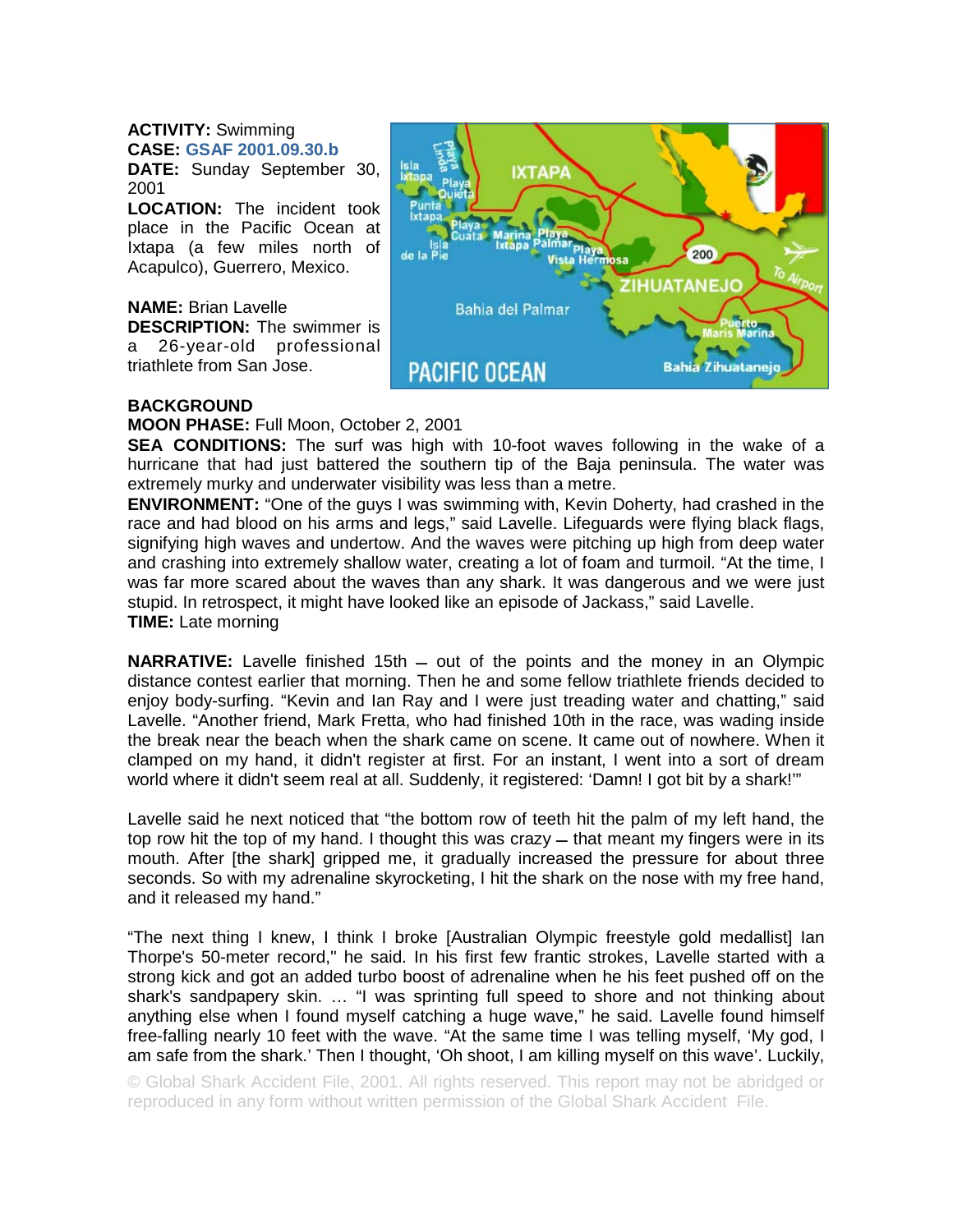**ACTIVITY:** Swimming
**CASE:** GSAF 2001.09.30.b
**DATE:** Sunday September 30, 2001
**LOCATION:** The incident took place in the Pacific Ocean at Ixtapa (a few miles north of Acapulco), Guerrero, Mexico.

**NAME:** Brian Lavelle
**DESCRIPTION:** The swimmer is a 26-year-old professional triathlete from San Jose.

IXTAPA
ZIHUATANEJO
Bahia del Palmar
PACIFIC OCEAN
Bahia Zihuatanejo

## BACKGROUND

**MOON PHASE:** Full Moon, October 2, 2001
**SEA CONDITIONS:** The surf was high with 10-foot waves following in the wake of a hurricane that had just battered the southern tip of the Baja peninsula. The water was extremely murky and underwater visibility was less than a metre.
**ENVIRONMENT:** "One of the guys I was swimming with, Kevin Doherty, had crashed in the race and had blood on his arms and legs," said Lavelle. Lifeguards were flying black flags, signifying high waves and undertow. And the waves were pitching up high from deep water and crashing into extremely shallow water, creating a lot of foam and turmoil. "At the time, I was far more scared about the waves than any shark. It was dangerous and we were just stupid. In retrospect, it might have looked like an episode of Jackass," said Lavelle.
**TIME:** Late morning

**NARRATIVE:** Lavelle finished 15th – out of the points and the money in an Olympic distance contest earlier that morning. Then he and some fellow triathlete friends decided to enjoy body-surfing. "Kevin and Ian Ray and I were just treading water and chatting," said Lavelle. "Another friend, Mark Fretta, who had finished 10th in the race, was wading inside the break near the beach when the shark came on scene. It came out of nowhere. When it clamped on my hand, it didn't register at first. For an instant, I went into a sort of dream world where it didn't seem real at all. Suddenly, it registered: 'Damn! I got bit by a shark!'"

Lavelle said he next noticed that "the bottom row of teeth hit the palm of my left hand, the top row hit the top of my hand. I thought this was crazy – that meant my fingers were in its mouth. After [the shark] gripped me, it gradually increased the pressure for about three seconds. So with my adrenaline skyrocketing, I hit the shark on the nose with my free hand, and it released my hand."

"The next thing I knew, I think I broke [Australian Olympic freestyle gold medallist] Ian Thorpe's 50-meter record," he said. In his first few frantic strokes, Lavelle started with a strong kick and got an added turbo boost of adrenaline when he his feet pushed off on the shark's sandpapery skin. … "I was sprinting full speed to shore and not thinking about anything else when I found myself catching a huge wave," he said. Lavelle found himself free-falling nearly 10 feet with the wave. "At the same time I was telling myself, 'My god, I am safe from the shark.' Then I thought, 'Oh shoot, I am killing myself on this wave'. Luckily,

© Global Shark Accident File, 2001. All rights reserved. This report may not be abridged or reproduced in any form without written permission of the Global Shark Accident File.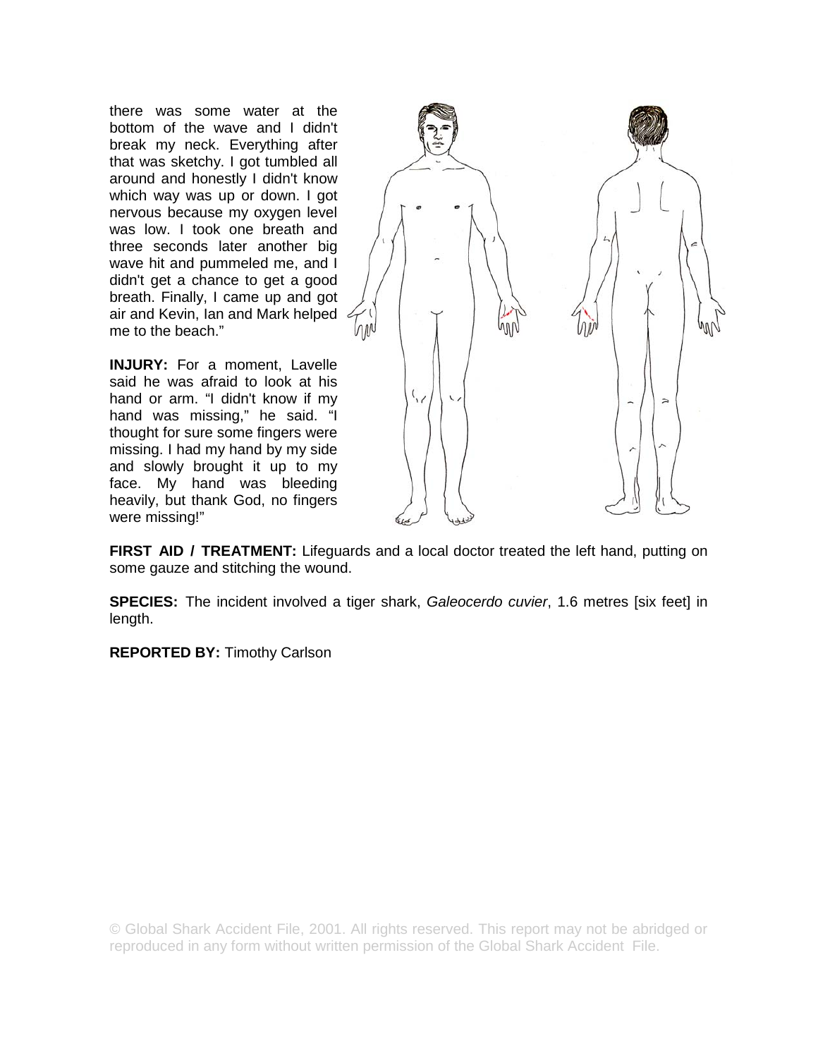there was some water at the bottom of the wave and I didn't break my neck. Everything after that was sketchy. I got tumbled all around and honestly I didn't know which way was up or down. I got nervous because my oxygen level was low. I took one breath and three seconds later another big wave hit and pummeled me, and I didn't get a chance to get a good breath. Finally, I came up and got air and Kevin, Ian and Mark helped me to the beach."

**INJURY:** For a moment, Lavelle said he was afraid to look at his hand or arm. "I didn't know if my hand was missing," he said. "I thought for sure some fingers were missing. I had my hand by my side and slowly brought it up to my face. My hand was bleeding heavily, but thank God, no fingers were missing!"

**FIRST AID / TREATMENT:** Lifeguards and a local doctor treated the left hand, putting on some gauze and stitching the wound.

**SPECIES:** The incident involved a tiger shark, *Galeocerdo cuvier*, 1.6 metres [six feet] in length.

**REPORTED BY:** Timothy Carlson

© Global Shark Accident File, 2001. All rights reserved. This report may not be abridged or reproduced in any form without written permission of the Global Shark Accident File.